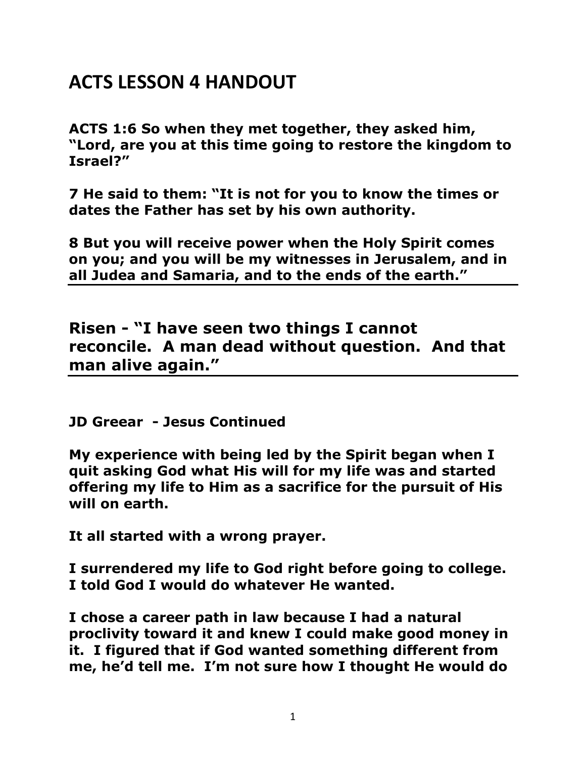# ACTS LESSON 4 HANDOUT

**ACTS 1:6 So when they met together, they asked him, "Lord, are you at this time going to restore the kingdom to Israel?"**

**7 He said to them: "It is not for you to know the times or dates the Father has set by his own authority.**

**8 But you will receive power when the Holy Spirit comes on you; and you will be my witnesses in Jerusalem, and in all Judea and Samaria, and to the ends of the earth."**

---

## Risen - "I have seen two things I cannot reconcile. A man dead without question. And that man alive again."

---

**JD Greear - Jesus Continued**

**My experience with being led by the Spirit began when I quit asking God what His will for my life was and started offering my life to Him as a sacrifice for the pursuit of His will on earth.**

**It all started with a wrong prayer.**

**I surrendered my life to God right before going to college. I told God I would do whatever He wanted.**

**I chose a career path in law because I had a natural proclivity toward it and knew I could make good money in it. I figured that if God wanted something different from me, he'd tell me. I'm not sure how I thought He would do**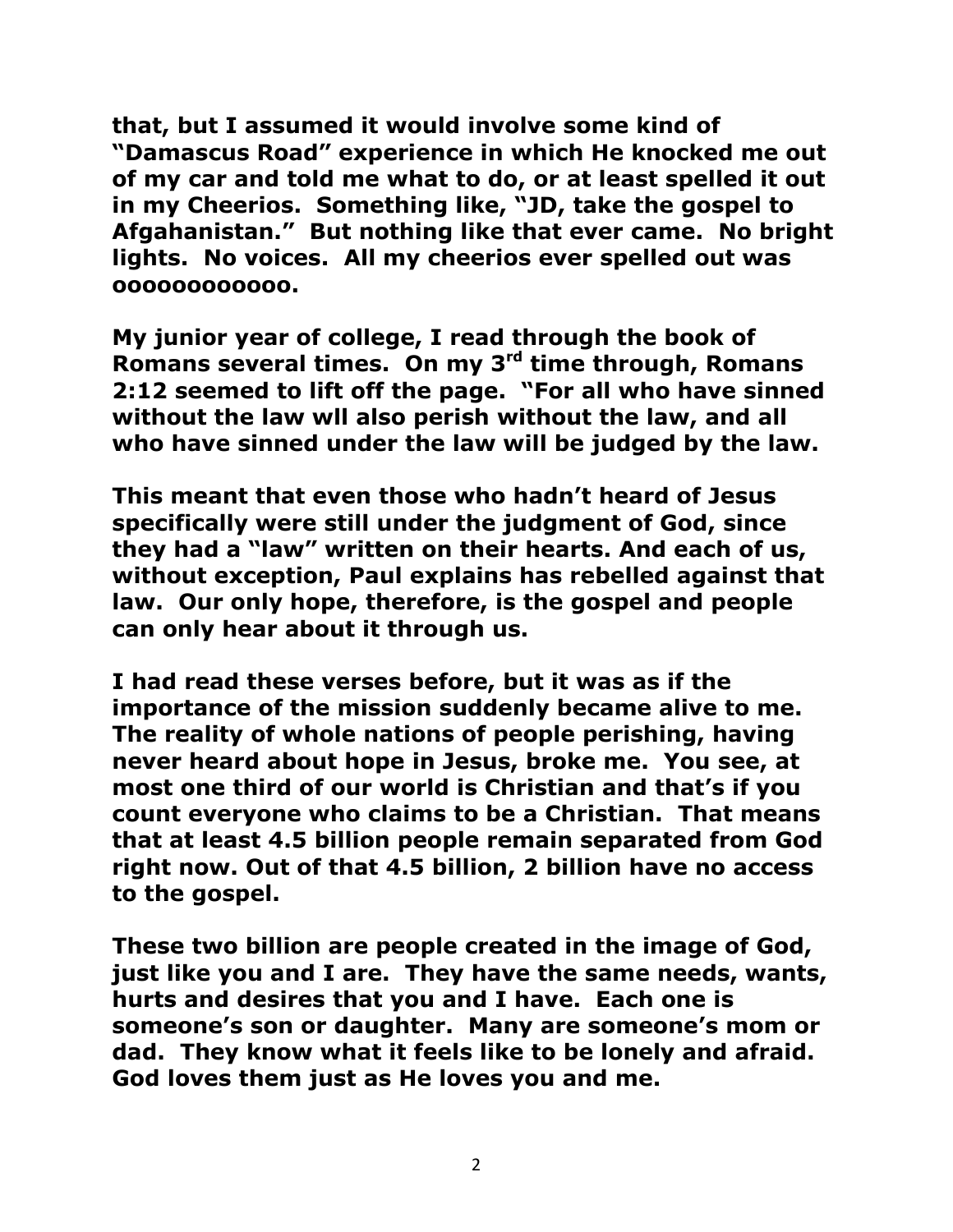**that, but I assumed it would involve some kind of "Damascus Road" experience in which He knocked me out of my car and told me what to do, or at least spelled it out in my Cheerios. Something like, "JD, take the gospel to Afgahanistan." But nothing like that ever came. No bright lights. No voices. All my cheerios ever spelled out was ooooooooooo.**

**My junior year of college, I read through the book of Romans several times. On my 3rd time through, Romans 2:12 seemed to lift off the page. "For all who have sinned without the law wll also perish without the law, and all who have sinned under the law will be judged by the law.**

**This meant that even those who hadn't heard of Jesus specifically were still under the judgment of God, since they had a "law" written on their hearts. And each of us, without exception, Paul explains has rebelled against that law. Our only hope, therefore, is the gospel and people can only hear about it through us.**

**I had read these verses before, but it was as if the importance of the mission suddenly became alive to me. The reality of whole nations of people perishing, having never heard about hope in Jesus, broke me. You see, at most one third of our world is Christian and that's if you count everyone who claims to be a Christian. That means that at least 4.5 billion people remain separated from God right now. Out of that 4.5 billion, 2 billion have no access to the gospel.**

**These two billion are people created in the image of God, just like you and I are. They have the same needs, wants, hurts and desires that you and I have. Each one is someone's son or daughter. Many are someone's mom or dad. They know what it feels like to be lonely and afraid. God loves them just as He loves you and me.**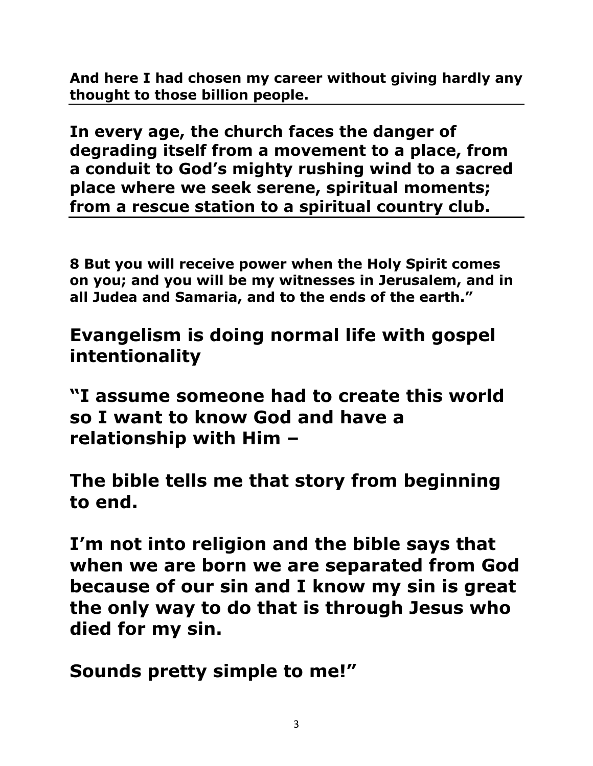**And here I had chosen my career without giving hardly any thought to those billion people.**

---

**In every age, the church faces the danger of degrading itself from a movement to a place, from a conduit to God's mighty rushing wind to a sacred place where we seek serene, spiritual moments; from a rescue station to a spiritual country club.**

---

**8 But you will receive power when the Holy Spirit comes on you; and you will be my witnesses in Jerusalem, and in all Judea and Samaria, and to the ends of the earth."**

**Evangelism is doing normal life with gospel intentionality**

**"I assume someone had to create this world so I want to know God and have a relationship with Him –**

**The bible tells me that story from beginning to end.**

**I'm not into religion and the bible says that when we are born we are separated from God because of our sin and I know my sin is great the only way to do that is through Jesus who died for my sin.**

**Sounds pretty simple to me!"**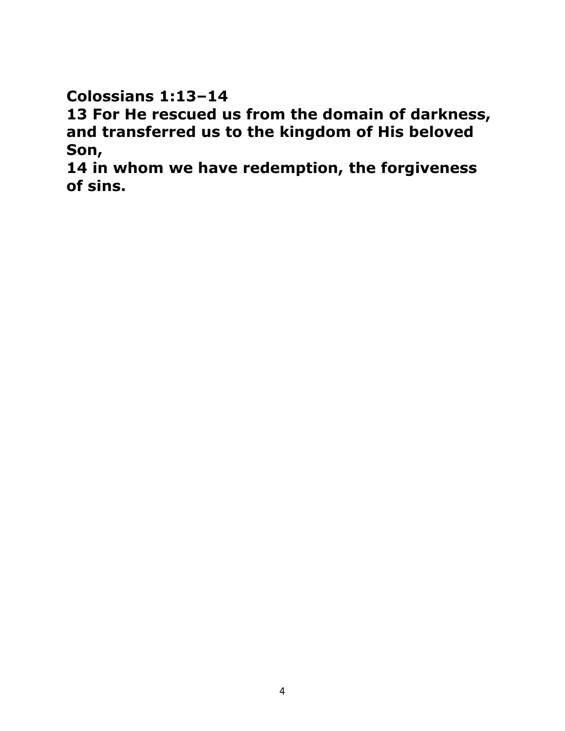**Colossians 1:13–14**
**13 For He rescued us from the domain of darkness, and transferred us to the kingdom of His beloved Son,**
**14 in whom we have redemption, the forgiveness of sins.**